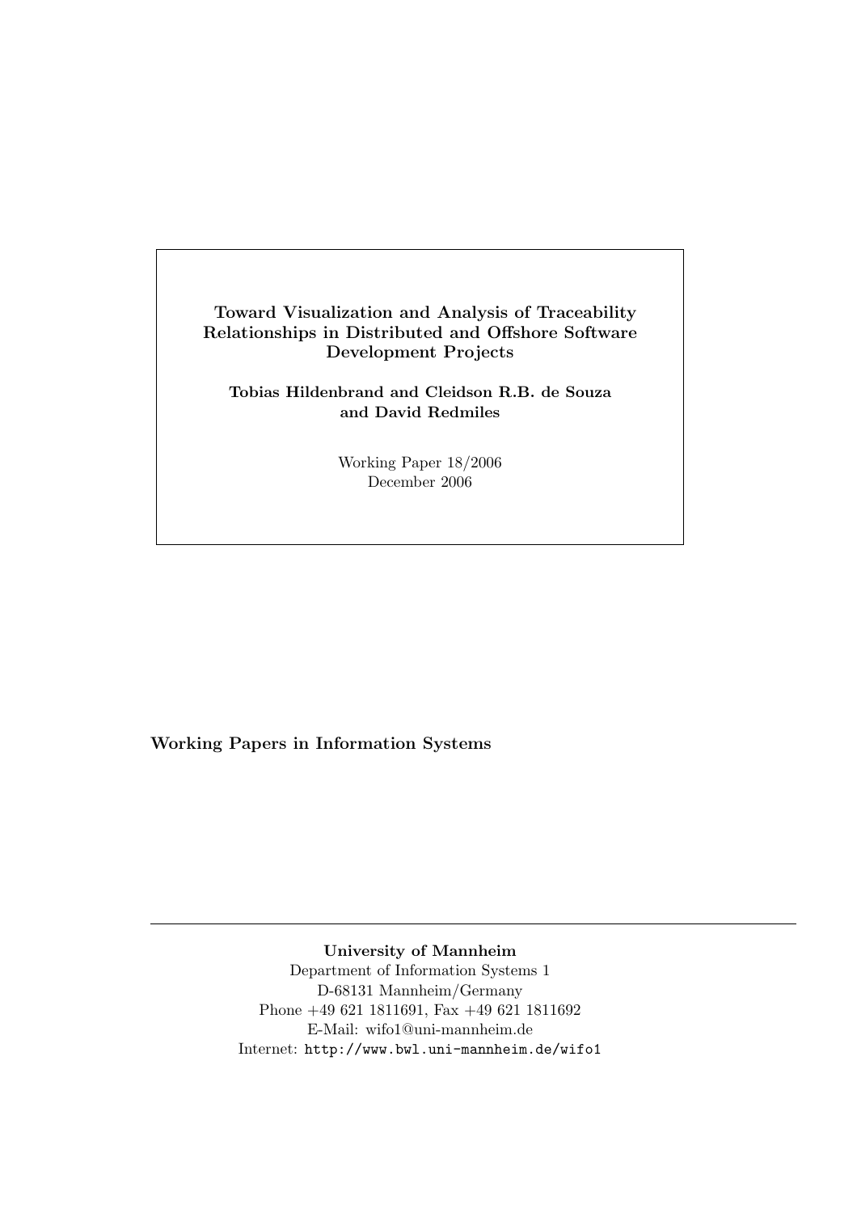# Toward Visualization and Analysis of Traceability Relationships in Distributed and Offshore Software Development Projects

**Tobias Hildenbrand and Cleidson R.B. de Souza and David Redmiles**

Working Paper 18/2006
December 2006

**Working Papers in Information Systems**

---

**University of Mannheim**
Department of Information Systems 1
D-68131 Mannheim/Germany
Phone +49 621 1811691, Fax +49 621 1811692
E-Mail: wifo1@uni-mannheim.de
Internet: http://www.bwl.uni-mannheim.de/wifo1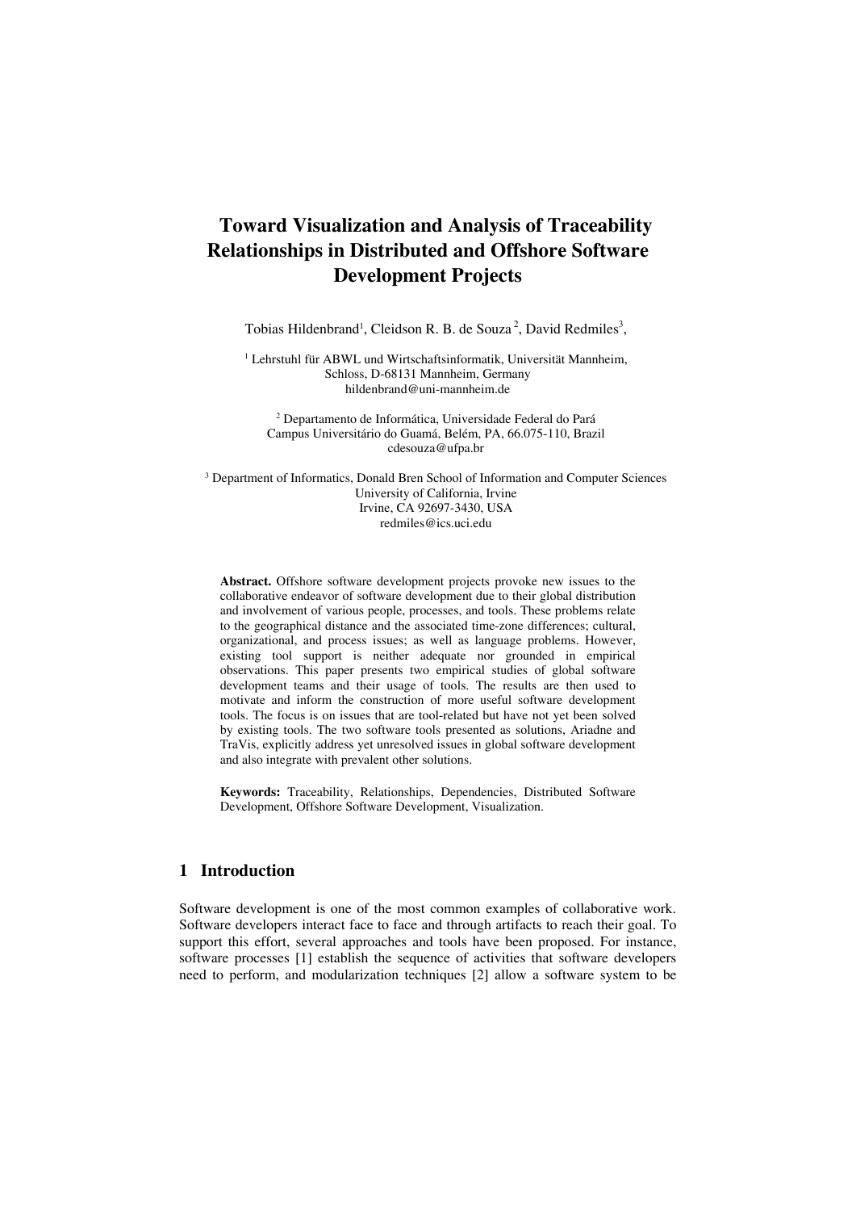# Toward Visualization and Analysis of Traceability Relationships in Distributed and Offshore Software Development Projects

Tobias Hildenbrand[1], Cleidson R. B. de Souza[2], David Redmiles[3],

[1] Lehrstuhl für ABWL und Wirtschaftsinformatik, Universität Mannheim, Schloss, D-68131 Mannheim, Germany
hildenbrand@uni-mannheim.de

[2] Departamento de Informática, Universidade Federal do Pará
Campus Universitário do Guamá, Belém, PA, 66.075-110, Brazil
cdesouza@ufpa.br

[3] Department of Informatics, Donald Bren School of Information and Computer Sciences
University of California, Irvine
Irvine, CA 92697-3430, USA
redmiles@ics.uci.edu

**Abstract.** Offshore software development projects provoke new issues to the collaborative endeavor of software development due to their global distribution and involvement of various people, processes, and tools. These problems relate to the geographical distance and the associated time-zone differences; cultural, organizational, and process issues; as well as language problems. However, existing tool support is neither adequate nor grounded in empirical observations. This paper presents two empirical studies of global software development teams and their usage of tools. The results are then used to motivate and inform the construction of more useful software development tools. The focus is on issues that are tool-related but have not yet been solved by existing tools. The two software tools presented as solutions, Ariadne and TraVis, explicitly address yet unresolved issues in global software development and also integrate with prevalent other solutions.

**Keywords:** Traceability, Relationships, Dependencies, Distributed Software Development, Offshore Software Development, Visualization.

## 1 Introduction

Software development is one of the most common examples of collaborative work. Software developers interact face to face and through artifacts to reach their goal. To support this effort, several approaches and tools have been proposed. For instance, software processes [1] establish the sequence of activities that software developers need to perform, and modularization techniques [2] allow a software system to be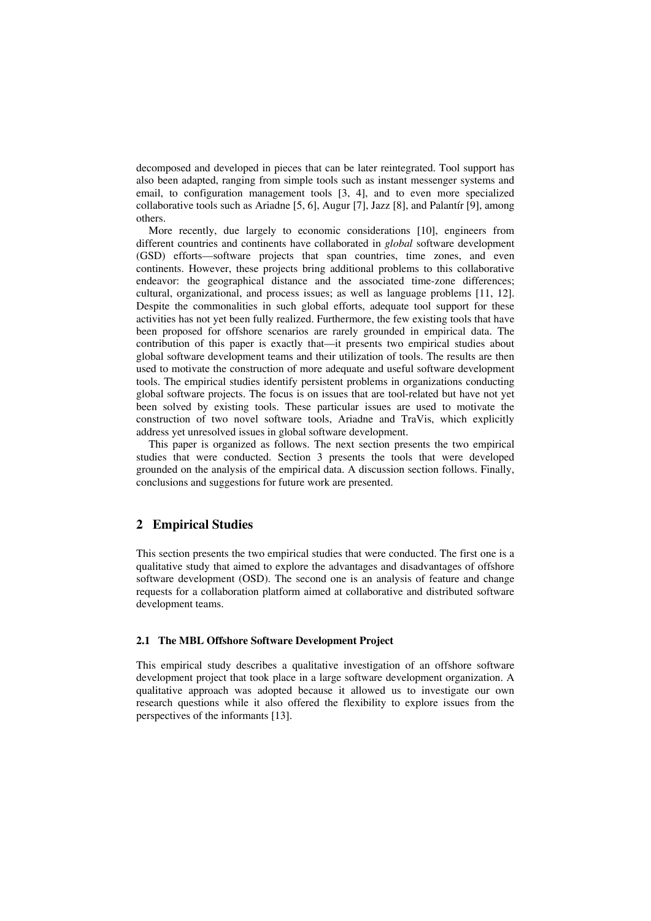decomposed and developed in pieces that can be later reintegrated. Tool support has also been adapted, ranging from simple tools such as instant messenger systems and email, to configuration management tools [3, 4], and to even more specialized collaborative tools such as Ariadne [5, 6], Augur [7], Jazz [8], and Palantír [9], among others.

More recently, due largely to economic considerations [10], engineers from different countries and continents have collaborated in *global* software development (GSD) efforts—software projects that span countries, time zones, and even continents. However, these projects bring additional problems to this collaborative endeavor: the geographical distance and the associated time-zone differences; cultural, organizational, and process issues; as well as language problems [11, 12]. Despite the commonalities in such global efforts, adequate tool support for these activities has not yet been fully realized. Furthermore, the few existing tools that have been proposed for offshore scenarios are rarely grounded in empirical data. The contribution of this paper is exactly that—it presents two empirical studies about global software development teams and their utilization of tools. The results are then used to motivate the construction of more adequate and useful software development tools. The empirical studies identify persistent problems in organizations conducting global software projects. The focus is on issues that are tool-related but have not yet been solved by existing tools. These particular issues are used to motivate the construction of two novel software tools, Ariadne and TraVis, which explicitly address yet unresolved issues in global software development.

This paper is organized as follows. The next section presents the two empirical studies that were conducted. Section 3 presents the tools that were developed grounded on the analysis of the empirical data. A discussion section follows. Finally, conclusions and suggestions for future work are presented.

## 2 Empirical Studies

This section presents the two empirical studies that were conducted. The first one is a qualitative study that aimed to explore the advantages and disadvantages of offshore software development (OSD). The second one is an analysis of feature and change requests for a collaboration platform aimed at collaborative and distributed software development teams.

### 2.1 The MBL Offshore Software Development Project

This empirical study describes a qualitative investigation of an offshore software development project that took place in a large software development organization. A qualitative approach was adopted because it allowed us to investigate our own research questions while it also offered the flexibility to explore issues from the perspectives of the informants [13].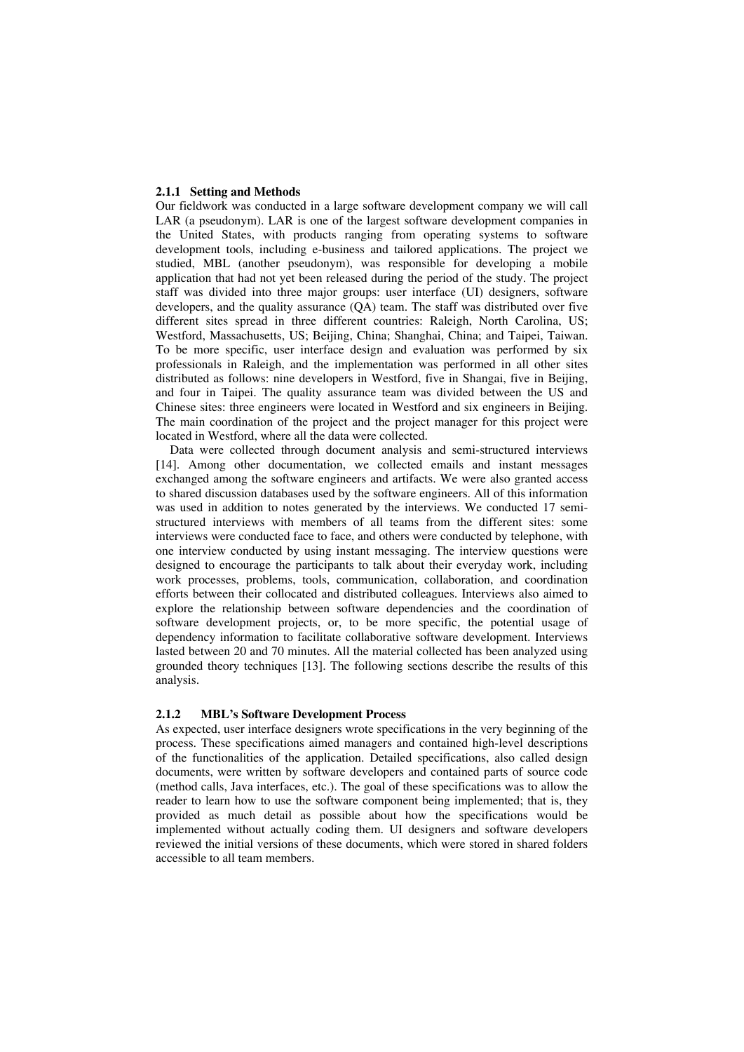#### 2.1.1 Setting and Methods

Our fieldwork was conducted in a large software development company we will call LAR (a pseudonym). LAR is one of the largest software development companies in the United States, with products ranging from operating systems to software development tools, including e-business and tailored applications. The project we studied, MBL (another pseudonym), was responsible for developing a mobile application that had not yet been released during the period of the study. The project staff was divided into three major groups: user interface (UI) designers, software developers, and the quality assurance (QA) team. The staff was distributed over five different sites spread in three different countries: Raleigh, North Carolina, US; Westford, Massachusetts, US; Beijing, China; Shanghai, China; and Taipei, Taiwan. To be more specific, user interface design and evaluation was performed by six professionals in Raleigh, and the implementation was performed in all other sites distributed as follows: nine developers in Westford, five in Shangai, five in Beijing, and four in Taipei. The quality assurance team was divided between the US and Chinese sites: three engineers were located in Westford and six engineers in Beijing. The main coordination of the project and the project manager for this project were located in Westford, where all the data were collected.

Data were collected through document analysis and semi-structured interviews [14]. Among other documentation, we collected emails and instant messages exchanged among the software engineers and artifacts. We were also granted access to shared discussion databases used by the software engineers. All of this information was used in addition to notes generated by the interviews. We conducted 17 semi-structured interviews with members of all teams from the different sites: some interviews were conducted face to face, and others were conducted by telephone, with one interview conducted by using instant messaging. The interview questions were designed to encourage the participants to talk about their everyday work, including work processes, problems, tools, communication, collaboration, and coordination efforts between their collocated and distributed colleagues. Interviews also aimed to explore the relationship between software dependencies and the coordination of software development projects, or, to be more specific, the potential usage of dependency information to facilitate collaborative software development. Interviews lasted between 20 and 70 minutes. All the material collected has been analyzed using grounded theory techniques [13]. The following sections describe the results of this analysis.

#### 2.1.2 MBL's Software Development Process

As expected, user interface designers wrote specifications in the very beginning of the process. These specifications aimed managers and contained high-level descriptions of the functionalities of the application. Detailed specifications, also called design documents, were written by software developers and contained parts of source code (method calls, Java interfaces, etc.). The goal of these specifications was to allow the reader to learn how to use the software component being implemented; that is, they provided as much detail as possible about how the specifications would be implemented without actually coding them. UI designers and software developers reviewed the initial versions of these documents, which were stored in shared folders accessible to all team members.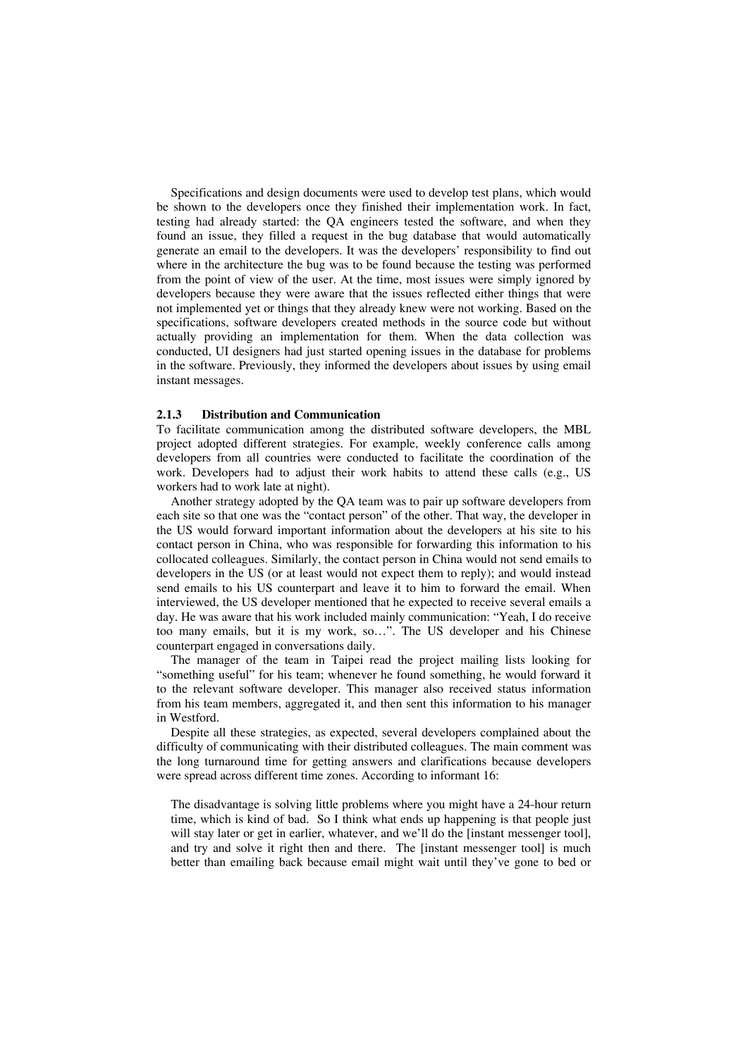Specifications and design documents were used to develop test plans, which would be shown to the developers once they finished their implementation work. In fact, testing had already started: the QA engineers tested the software, and when they found an issue, they filled a request in the bug database that would automatically generate an email to the developers. It was the developers' responsibility to find out where in the architecture the bug was to be found because the testing was performed from the point of view of the user. At the time, most issues were simply ignored by developers because they were aware that the issues reflected either things that were not implemented yet or things that they already knew were not working. Based on the specifications, software developers created methods in the source code but without actually providing an implementation for them. When the data collection was conducted, UI designers had just started opening issues in the database for problems in the software. Previously, they informed the developers about issues by using email instant messages.

### 2.1.3 Distribution and Communication

To facilitate communication among the distributed software developers, the MBL project adopted different strategies. For example, weekly conference calls among developers from all countries were conducted to facilitate the coordination of the work. Developers had to adjust their work habits to attend these calls (e.g., US workers had to work late at night).

Another strategy adopted by the QA team was to pair up software developers from each site so that one was the "contact person" of the other. That way, the developer in the US would forward important information about the developers at his site to his contact person in China, who was responsible for forwarding this information to his collocated colleagues. Similarly, the contact person in China would not send emails to developers in the US (or at least would not expect them to reply); and would instead send emails to his US counterpart and leave it to him to forward the email. When interviewed, the US developer mentioned that he expected to receive several emails a day. He was aware that his work included mainly communication: "Yeah, I do receive too many emails, but it is my work, so…". The US developer and his Chinese counterpart engaged in conversations daily.

The manager of the team in Taipei read the project mailing lists looking for "something useful" for his team; whenever he found something, he would forward it to the relevant software developer. This manager also received status information from his team members, aggregated it, and then sent this information to his manager in Westford.

Despite all these strategies, as expected, several developers complained about the difficulty of communicating with their distributed colleagues. The main comment was the long turnaround time for getting answers and clarifications because developers were spread across different time zones. According to informant 16:

> The disadvantage is solving little problems where you might have a 24-hour return time, which is kind of bad. So I think what ends up happening is that people just will stay later or get in earlier, whatever, and we'll do the [instant messenger tool], and try and solve it right then and there. The [instant messenger tool] is much better than emailing back because email might wait until they've gone to bed or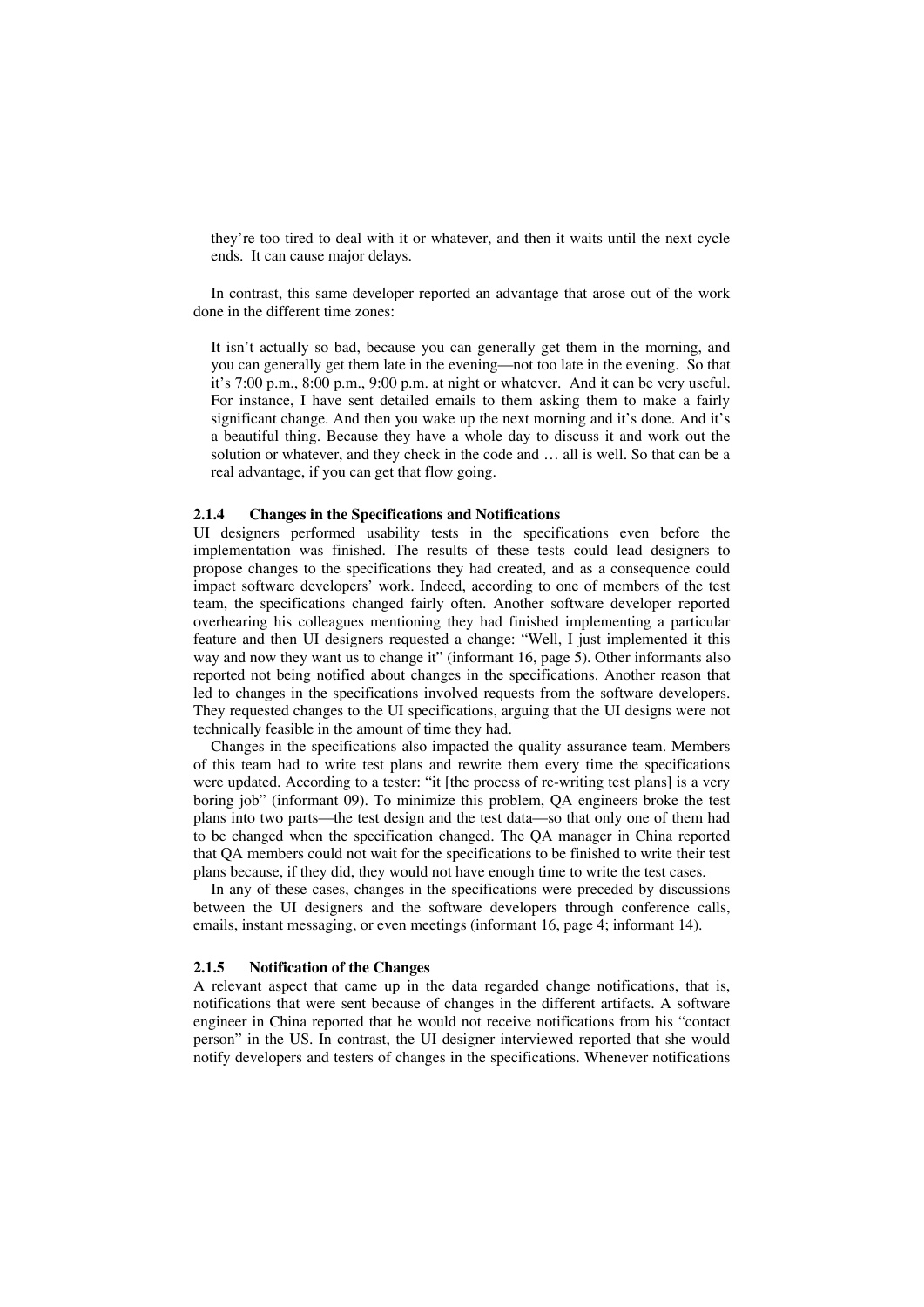they're too tired to deal with it or whatever, and then it waits until the next cycle ends. It can cause major delays.

In contrast, this same developer reported an advantage that arose out of the work done in the different time zones:

> It isn't actually so bad, because you can generally get them in the morning, and you can generally get them late in the evening—not too late in the evening. So that it's 7:00 p.m., 8:00 p.m., 9:00 p.m. at night or whatever. And it can be very useful. For instance, I have sent detailed emails to them asking them to make a fairly significant change. And then you wake up the next morning and it's done. And it's a beautiful thing. Because they have a whole day to discuss it and work out the solution or whatever, and they check in the code and … all is well. So that can be a real advantage, if you can get that flow going.

### 2.1.4 Changes in the Specifications and Notifications

UI designers performed usability tests in the specifications even before the implementation was finished. The results of these tests could lead designers to propose changes to the specifications they had created, and as a consequence could impact software developers' work. Indeed, according to one of members of the test team, the specifications changed fairly often. Another software developer reported overhearing his colleagues mentioning they had finished implementing a particular feature and then UI designers requested a change: "Well, I just implemented it this way and now they want us to change it" (informant 16, page 5). Other informants also reported not being notified about changes in the specifications. Another reason that led to changes in the specifications involved requests from the software developers. They requested changes to the UI specifications, arguing that the UI designs were not technically feasible in the amount of time they had.

Changes in the specifications also impacted the quality assurance team. Members of this team had to write test plans and rewrite them every time the specifications were updated. According to a tester: "it [the process of re-writing test plans] is a very boring job" (informant 09). To minimize this problem, QA engineers broke the test plans into two parts—the test design and the test data—so that only one of them had to be changed when the specification changed. The QA manager in China reported that QA members could not wait for the specifications to be finished to write their test plans because, if they did, they would not have enough time to write the test cases.

In any of these cases, changes in the specifications were preceded by discussions between the UI designers and the software developers through conference calls, emails, instant messaging, or even meetings (informant 16, page 4; informant 14).

### 2.1.5 Notification of the Changes

A relevant aspect that came up in the data regarded change notifications, that is, notifications that were sent because of changes in the different artifacts. A software engineer in China reported that he would not receive notifications from his "contact person" in the US. In contrast, the UI designer interviewed reported that she would notify developers and testers of changes in the specifications. Whenever notifications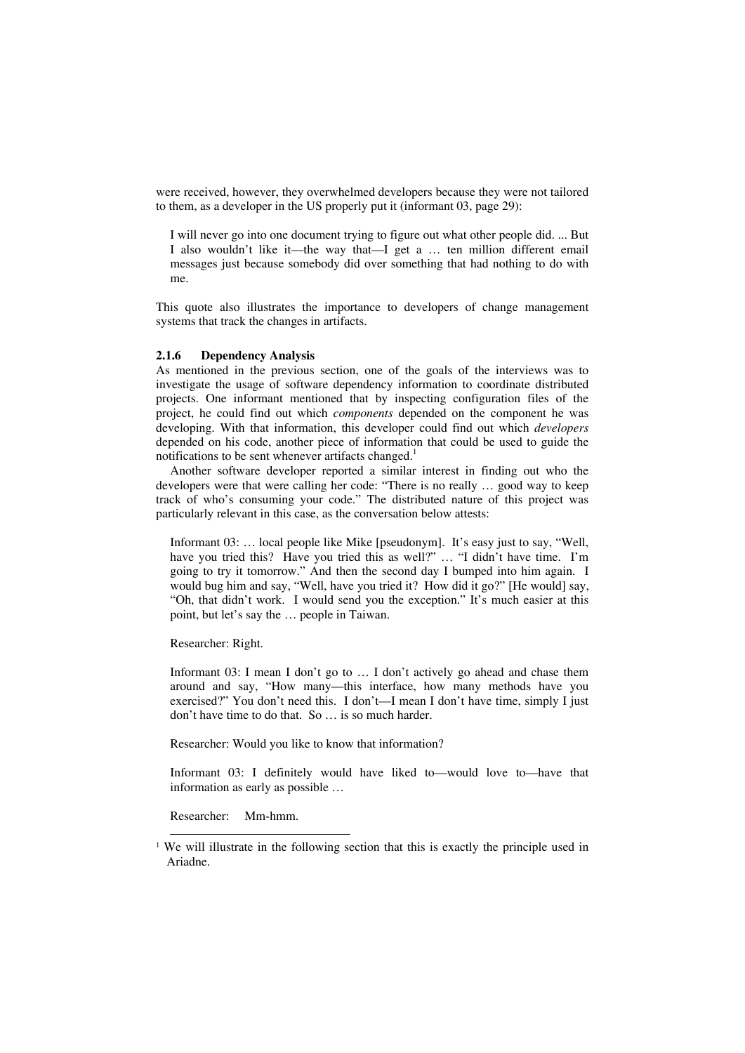were received, however, they overwhelmed developers because they were not tailored to them, as a developer in the US properly put it (informant 03, page 29):

> I will never go into one document trying to figure out what other people did. ... But I also wouldn't like it—the way that—I get a … ten million different email messages just because somebody did over something that had nothing to do with me.

This quote also illustrates the importance to developers of change management systems that track the changes in artifacts.

#### 2.1.6 Dependency Analysis

As mentioned in the previous section, one of the goals of the interviews was to investigate the usage of software dependency information to coordinate distributed projects. One informant mentioned that by inspecting configuration files of the project, he could find out which *components* depended on the component he was developing. With that information, this developer could find out which *developers* depended on his code, another piece of information that could be used to guide the notifications to be sent whenever artifacts changed.[1]

Another software developer reported a similar interest in finding out who the developers were that were calling her code: "There is no really … good way to keep track of who's consuming your code." The distributed nature of this project was particularly relevant in this case, as the conversation below attests:

> Informant 03: … local people like Mike [pseudonym]. It's easy just to say, "Well, have you tried this? Have you tried this as well?" … "I didn't have time. I'm going to try it tomorrow." And then the second day I bumped into him again. I would bug him and say, "Well, have you tried it? How did it go?" [He would] say, "Oh, that didn't work. I would send you the exception." It's much easier at this point, but let's say the … people in Taiwan.
>
> Researcher: Right.
>
> Informant 03: I mean I don't go to … I don't actively go ahead and chase them around and say, "How many—this interface, how many methods have you exercised?" You don't need this. I don't—I mean I don't have time, simply I just don't have time to do that. So … is so much harder.
>
> Researcher: Would you like to know that information?
>
> Informant 03: I definitely would have liked to—would love to—have that information as early as possible …
>
> Researcher: Mm-hmm.

---

[1] We will illustrate in the following section that this is exactly the principle used in Ariadne.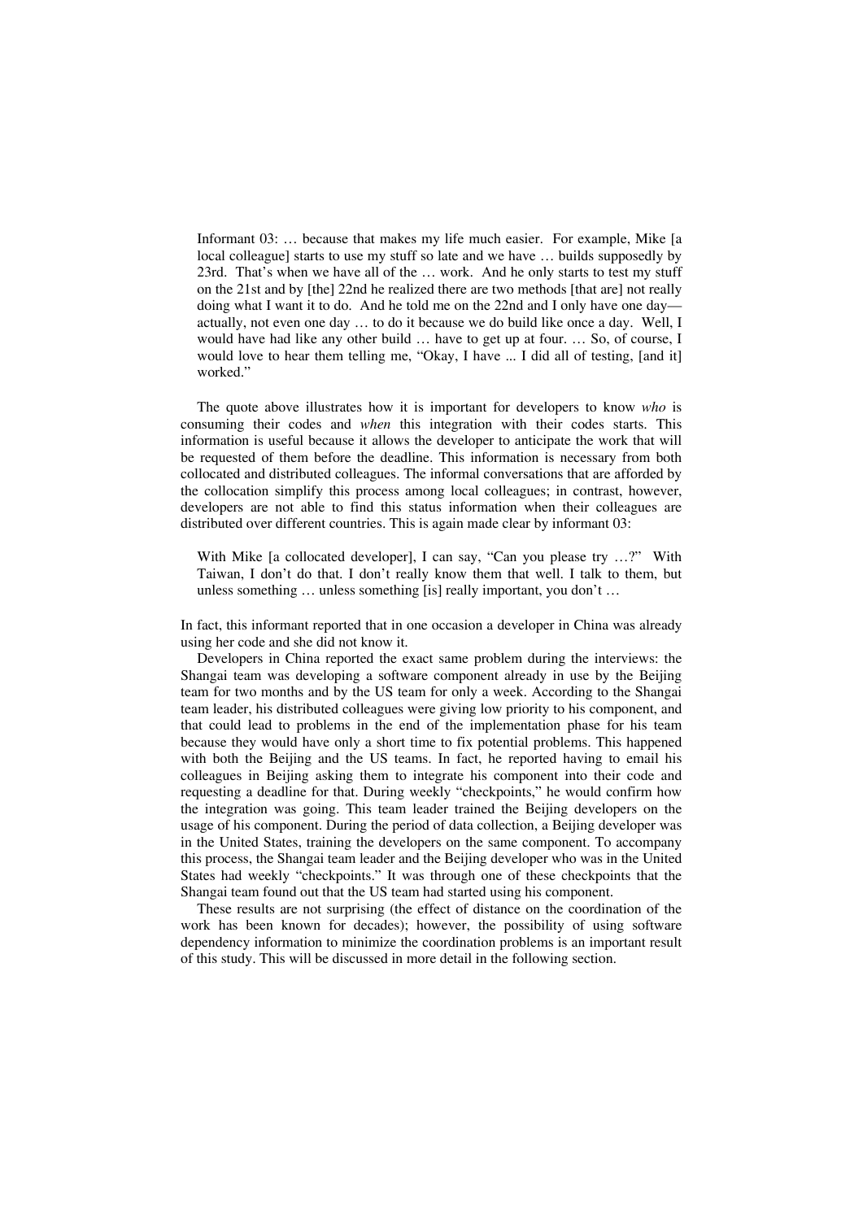> Informant 03: … because that makes my life much easier. For example, Mike [a local colleague] starts to use my stuff so late and we have … builds supposedly by 23rd. That's when we have all of the … work. And he only starts to test my stuff on the 21st and by [the] 22nd he realized there are two methods [that are] not really doing what I want it to do. And he told me on the 22nd and I only have one day—actually, not even one day … to do it because we do build like once a day. Well, I would have had like any other build … have to get up at four. … So, of course, I would love to hear them telling me, "Okay, I have ... I did all of testing, [and it] worked."

The quote above illustrates how it is important for developers to know *who* is consuming their codes and *when* this integration with their codes starts. This information is useful because it allows the developer to anticipate the work that will be requested of them before the deadline. This information is necessary from both collocated and distributed colleagues. The informal conversations that are afforded by the collocation simplify this process among local colleagues; in contrast, however, developers are not able to find this status information when their colleagues are distributed over different countries. This is again made clear by informant 03:

> With Mike [a collocated developer], I can say, "Can you please try …?" With Taiwan, I don't do that. I don't really know them that well. I talk to them, but unless something … unless something [is] really important, you don't …

In fact, this informant reported that in one occasion a developer in China was already using her code and she did not know it.

Developers in China reported the exact same problem during the interviews: the Shangai team was developing a software component already in use by the Beijing team for two months and by the US team for only a week. According to the Shangai team leader, his distributed colleagues were giving low priority to his component, and that could lead to problems in the end of the implementation phase for his team because they would have only a short time to fix potential problems. This happened with both the Beijing and the US teams. In fact, he reported having to email his colleagues in Beijing asking them to integrate his component into their code and requesting a deadline for that. During weekly "checkpoints," he would confirm how the integration was going. This team leader trained the Beijing developers on the usage of his component. During the period of data collection, a Beijing developer was in the United States, training the developers on the same component. To accompany this process, the Shangai team leader and the Beijing developer who was in the United States had weekly "checkpoints." It was through one of these checkpoints that the Shangai team found out that the US team had started using his component.

These results are not surprising (the effect of distance on the coordination of the work has been known for decades); however, the possibility of using software dependency information to minimize the coordination problems is an important result of this study. This will be discussed in more detail in the following section.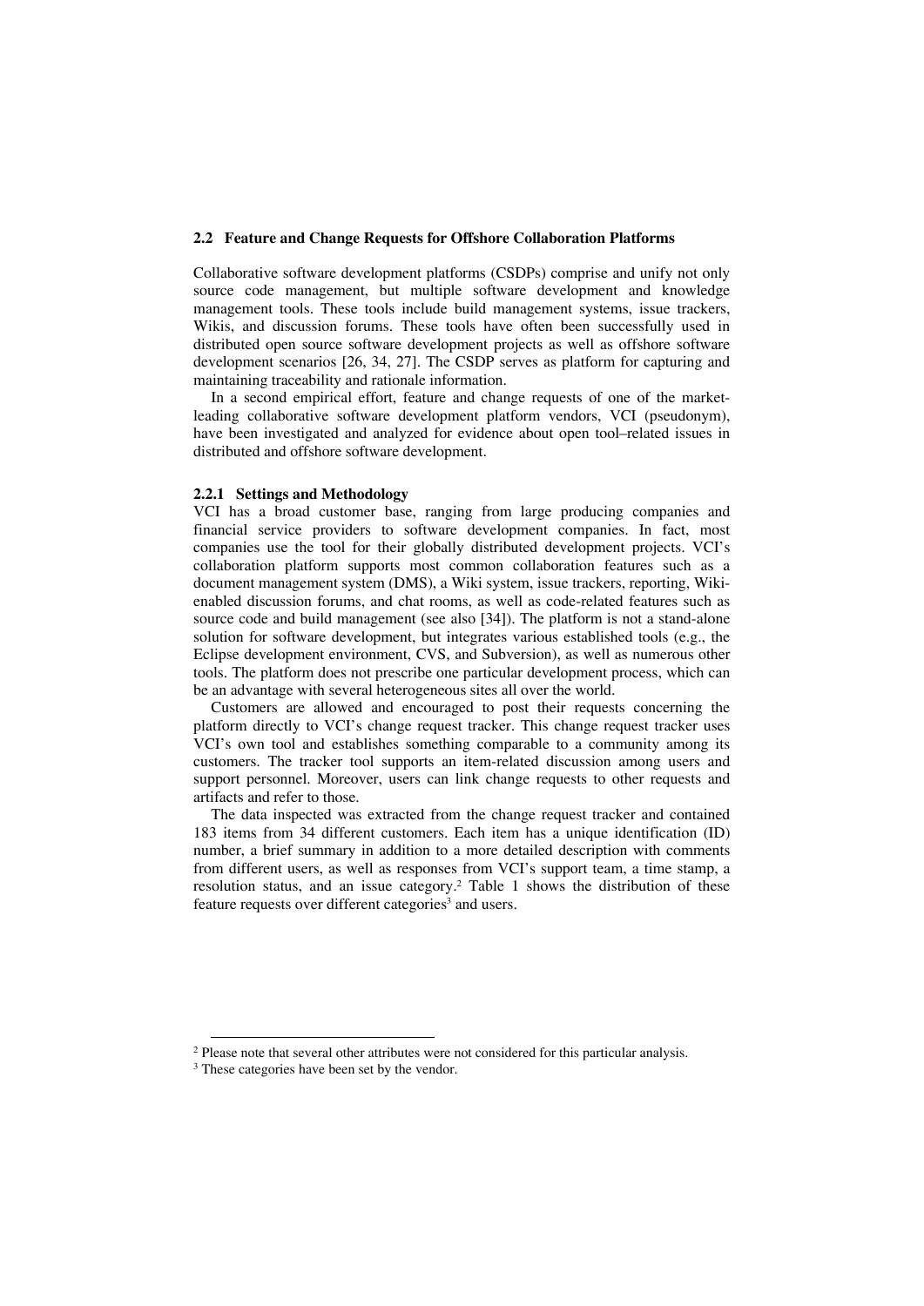### 2.2 Feature and Change Requests for Offshore Collaboration Platforms

Collaborative software development platforms (CSDPs) comprise and unify not only source code management, but multiple software development and knowledge management tools. These tools include build management systems, issue trackers, Wikis, and discussion forums. These tools have often been successfully used in distributed open source software development projects as well as offshore software development scenarios [26, 34, 27]. The CSDP serves as platform for capturing and maintaining traceability and rationale information.

In a second empirical effort, feature and change requests of one of the market-leading collaborative software development platform vendors, VCI (pseudonym), have been investigated and analyzed for evidence about open tool–related issues in distributed and offshore software development.

#### 2.2.1 Settings and Methodology

VCI has a broad customer base, ranging from large producing companies and financial service providers to software development companies. In fact, most companies use the tool for their globally distributed development projects. VCI's collaboration platform supports most common collaboration features such as a document management system (DMS), a Wiki system, issue trackers, reporting, Wiki-enabled discussion forums, and chat rooms, as well as code-related features such as source code and build management (see also [34]). The platform is not a stand-alone solution for software development, but integrates various established tools (e.g., the Eclipse development environment, CVS, and Subversion), as well as numerous other tools. The platform does not prescribe one particular development process, which can be an advantage with several heterogeneous sites all over the world.

Customers are allowed and encouraged to post their requests concerning the platform directly to VCI's change request tracker. This change request tracker uses VCI's own tool and establishes something comparable to a community among its customers. The tracker tool supports an item-related discussion among users and support personnel. Moreover, users can link change requests to other requests and artifacts and refer to those.

The data inspected was extracted from the change request tracker and contained 183 items from 34 different customers. Each item has a unique identification (ID) number, a brief summary in addition to a more detailed description with comments from different users, as well as responses from VCI's support team, a time stamp, a resolution status, and an issue category.[2] Table 1 shows the distribution of these feature requests over different categories[3] and users.

---

[2] Please note that several other attributes were not considered for this particular analysis.

[3] These categories have been set by the vendor.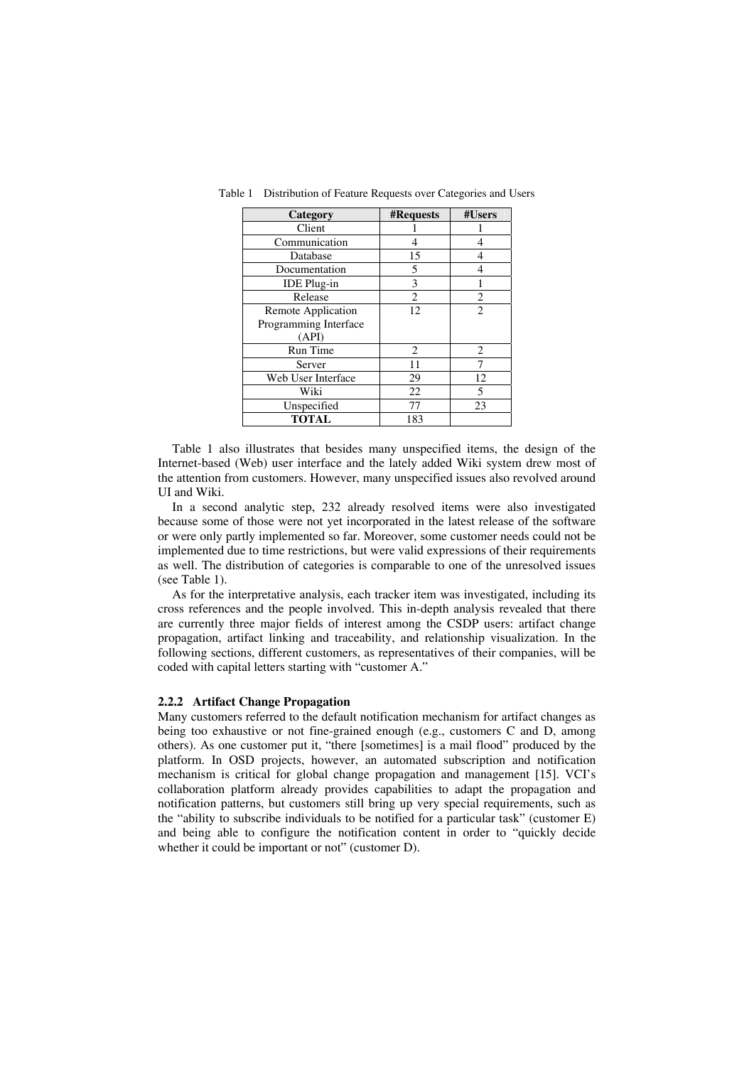Table 1 Distribution of Feature Requests over Categories and Users

| Category | #Requests | #Users |
|---|---|---|
| Client | 1 | 1 |
| Communication | 4 | 4 |
| Database | 15 | 4 |
| Documentation | 5 | 4 |
| IDE Plug-in | 3 | 1 |
| Release | 2 | 2 |
| Remote Application Programming Interface (API) | 12 | 2 |
| Run Time | 2 | 2 |
| Server | 11 | 7 |
| Web User Interface | 29 | 12 |
| Wiki | 22 | 5 |
| Unspecified | 77 | 23 |
| **TOTAL** | 183 | |

Table 1 also illustrates that besides many unspecified items, the design of the Internet-based (Web) user interface and the lately added Wiki system drew most of the attention from customers. However, many unspecified issues also revolved around UI and Wiki.

In a second analytic step, 232 already resolved items were also investigated because some of those were not yet incorporated in the latest release of the software or were only partly implemented so far. Moreover, some customer needs could not be implemented due to time restrictions, but were valid expressions of their requirements as well. The distribution of categories is comparable to one of the unresolved issues (see Table 1).

As for the interpretative analysis, each tracker item was investigated, including its cross references and the people involved. This in-depth analysis revealed that there are currently three major fields of interest among the CSDP users: artifact change propagation, artifact linking and traceability, and relationship visualization. In the following sections, different customers, as representatives of their companies, will be coded with capital letters starting with "customer A."

### 2.2.2 Artifact Change Propagation

Many customers referred to the default notification mechanism for artifact changes as being too exhaustive or not fine-grained enough (e.g., customers C and D, among others). As one customer put it, "there [sometimes] is a mail flood" produced by the platform. In OSD projects, however, an automated subscription and notification mechanism is critical for global change propagation and management [15]. VCI's collaboration platform already provides capabilities to adapt the propagation and notification patterns, but customers still bring up very special requirements, such as the "ability to subscribe individuals to be notified for a particular task" (customer E) and being able to configure the notification content in order to "quickly decide whether it could be important or not" (customer D).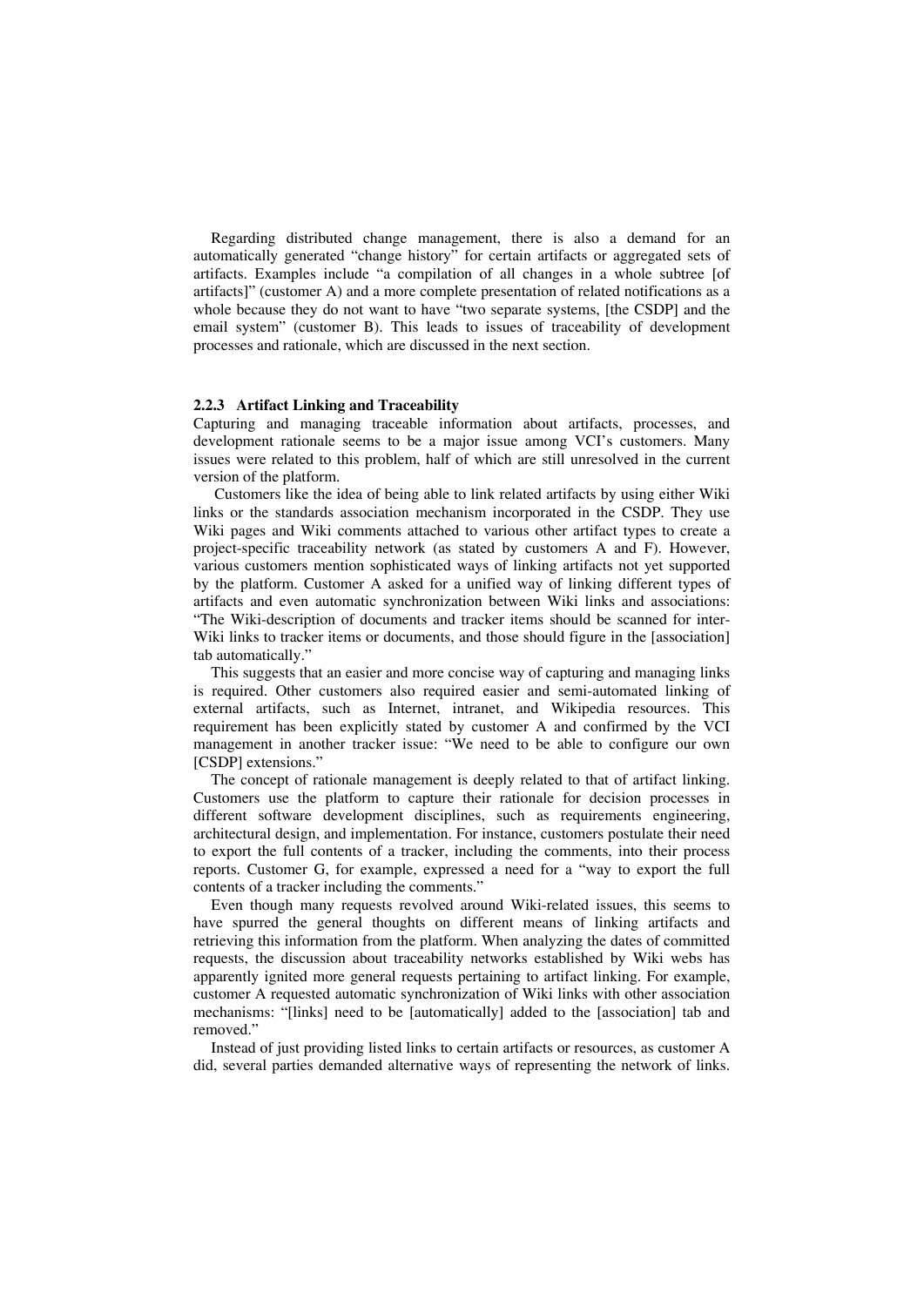Regarding distributed change management, there is also a demand for an automatically generated "change history" for certain artifacts or aggregated sets of artifacts. Examples include "a compilation of all changes in a whole subtree [of artifacts]" (customer A) and a more complete presentation of related notifications as a whole because they do not want to have "two separate systems, [the CSDP] and the email system" (customer B). This leads to issues of traceability of development processes and rationale, which are discussed in the next section.

### 2.2.3 Artifact Linking and Traceability

Capturing and managing traceable information about artifacts, processes, and development rationale seems to be a major issue among VCI's customers. Many issues were related to this problem, half of which are still unresolved in the current version of the platform.

Customers like the idea of being able to link related artifacts by using either Wiki links or the standards association mechanism incorporated in the CSDP. They use Wiki pages and Wiki comments attached to various other artifact types to create a project-specific traceability network (as stated by customers A and F). However, various customers mention sophisticated ways of linking artifacts not yet supported by the platform. Customer A asked for a unified way of linking different types of artifacts and even automatic synchronization between Wiki links and associations: "The Wiki-description of documents and tracker items should be scanned for inter-Wiki links to tracker items or documents, and those should figure in the [association] tab automatically."

This suggests that an easier and more concise way of capturing and managing links is required. Other customers also required easier and semi-automated linking of external artifacts, such as Internet, intranet, and Wikipedia resources. This requirement has been explicitly stated by customer A and confirmed by the VCI management in another tracker issue: "We need to be able to configure our own [CSDP] extensions."

The concept of rationale management is deeply related to that of artifact linking. Customers use the platform to capture their rationale for decision processes in different software development disciplines, such as requirements engineering, architectural design, and implementation. For instance, customers postulate their need to export the full contents of a tracker, including the comments, into their process reports. Customer G, for example, expressed a need for a "way to export the full contents of a tracker including the comments."

Even though many requests revolved around Wiki-related issues, this seems to have spurred the general thoughts on different means of linking artifacts and retrieving this information from the platform. When analyzing the dates of committed requests, the discussion about traceability networks established by Wiki webs has apparently ignited more general requests pertaining to artifact linking. For example, customer A requested automatic synchronization of Wiki links with other association mechanisms: "[links] need to be [automatically] added to the [association] tab and removed."

Instead of just providing listed links to certain artifacts or resources, as customer A did, several parties demanded alternative ways of representing the network of links.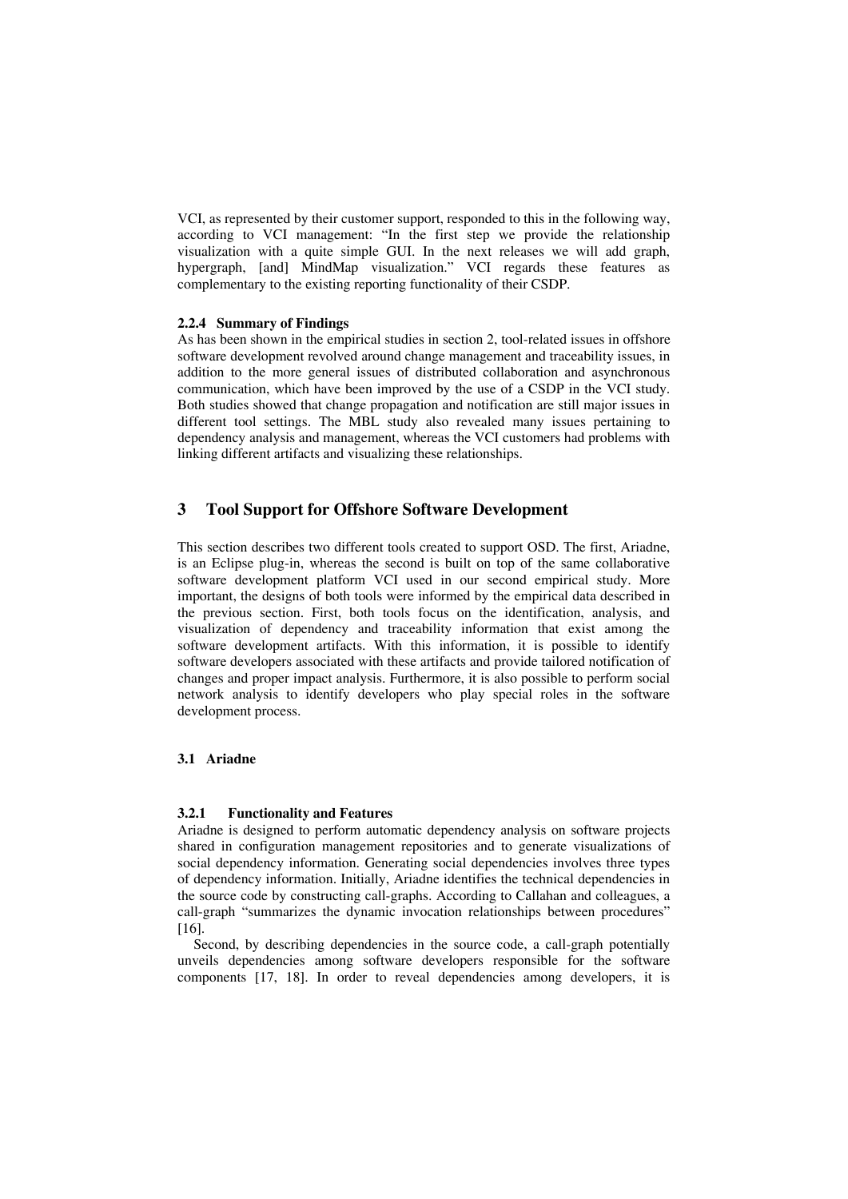VCI, as represented by their customer support, responded to this in the following way, according to VCI management: "In the first step we provide the relationship visualization with a quite simple GUI. In the next releases we will add graph, hypergraph, [and] MindMap visualization." VCI regards these features as complementary to the existing reporting functionality of their CSDP.

#### 2.2.4 Summary of Findings

As has been shown in the empirical studies in section 2, tool-related issues in offshore software development revolved around change management and traceability issues, in addition to the more general issues of distributed collaboration and asynchronous communication, which have been improved by the use of a CSDP in the VCI study. Both studies showed that change propagation and notification are still major issues in different tool settings. The MBL study also revealed many issues pertaining to dependency analysis and management, whereas the VCI customers had problems with linking different artifacts and visualizing these relationships.

## 3 Tool Support for Offshore Software Development

This section describes two different tools created to support OSD. The first, Ariadne, is an Eclipse plug-in, whereas the second is built on top of the same collaborative software development platform VCI used in our second empirical study. More important, the designs of both tools were informed by the empirical data described in the previous section. First, both tools focus on the identification, analysis, and visualization of dependency and traceability information that exist among the software development artifacts. With this information, it is possible to identify software developers associated with these artifacts and provide tailored notification of changes and proper impact analysis. Furthermore, it is also possible to perform social network analysis to identify developers who play special roles in the software development process.

### 3.1 Ariadne

#### 3.2.1 Functionality and Features

Ariadne is designed to perform automatic dependency analysis on software projects shared in configuration management repositories and to generate visualizations of social dependency information. Generating social dependencies involves three types of dependency information. Initially, Ariadne identifies the technical dependencies in the source code by constructing call-graphs. According to Callahan and colleagues, a call-graph "summarizes the dynamic invocation relationships between procedures" [16].

Second, by describing dependencies in the source code, a call-graph potentially unveils dependencies among software developers responsible for the software components [17, 18]. In order to reveal dependencies among developers, it is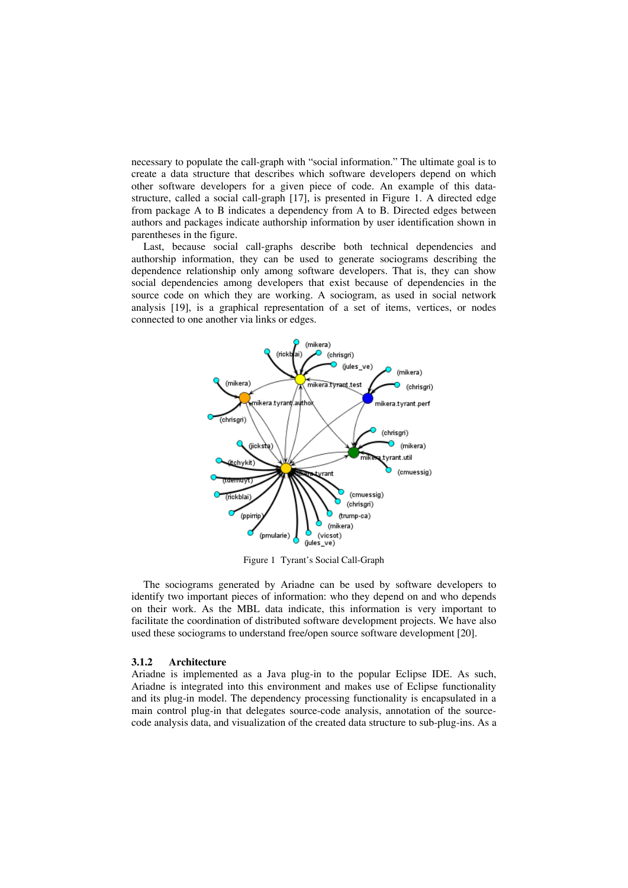necessary to populate the call-graph with "social information." The ultimate goal is to create a data structure that describes which software developers depend on which other software developers for a given piece of code. An example of this data-structure, called a social call-graph [17], is presented in Figure 1. A directed edge from package A to B indicates a dependency from A to B. Directed edges between authors and packages indicate authorship information by user identification shown in parentheses in the figure.

Last, because social call-graphs describe both technical dependencies and authorship information, they can be used to generate sociograms describing the dependence relationship only among software developers. That is, they can show social dependencies among developers that exist because of dependencies in the source code on which they are working. A sociogram, as used in social network analysis [19], is a graphical representation of a set of items, vertices, or nodes connected to one another via links or edges.

Figure 1 Tyrant's Social Call-Graph

The sociograms generated by Ariadne can be used by software developers to identify two important pieces of information: who they depend on and who depends on their work. As the MBL data indicate, this information is very important to facilitate the coordination of distributed software development projects. We have also used these sociograms to understand free/open source software development [20].

### 3.1.2 Architecture

Ariadne is implemented as a Java plug-in to the popular Eclipse IDE. As such, Ariadne is integrated into this environment and makes use of Eclipse functionality and its plug-in model. The dependency processing functionality is encapsulated in a main control plug-in that delegates source-code analysis, annotation of the source-code analysis data, and visualization of the created data structure to sub-plug-ins. As a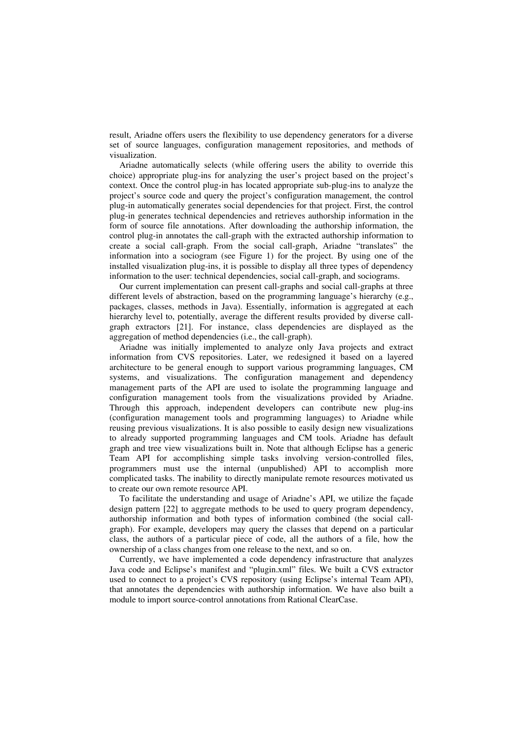result, Ariadne offers users the flexibility to use dependency generators for a diverse set of source languages, configuration management repositories, and methods of visualization.

Ariadne automatically selects (while offering users the ability to override this choice) appropriate plug-ins for analyzing the user's project based on the project's context. Once the control plug-in has located appropriate sub-plug-ins to analyze the project's source code and query the project's configuration management, the control plug-in automatically generates social dependencies for that project. First, the control plug-in generates technical dependencies and retrieves authorship information in the form of source file annotations. After downloading the authorship information, the control plug-in annotates the call-graph with the extracted authorship information to create a social call-graph. From the social call-graph, Ariadne "translates" the information into a sociogram (see Figure 1) for the project. By using one of the installed visualization plug-ins, it is possible to display all three types of dependency information to the user: technical dependencies, social call-graph, and sociograms.

Our current implementation can present call-graphs and social call-graphs at three different levels of abstraction, based on the programming language's hierarchy (e.g., packages, classes, methods in Java). Essentially, information is aggregated at each hierarchy level to, potentially, average the different results provided by diverse call-graph extractors [21]. For instance, class dependencies are displayed as the aggregation of method dependencies (i.e., the call-graph).

Ariadne was initially implemented to analyze only Java projects and extract information from CVS repositories. Later, we redesigned it based on a layered architecture to be general enough to support various programming languages, CM systems, and visualizations. The configuration management and dependency management parts of the API are used to isolate the programming language and configuration management tools from the visualizations provided by Ariadne. Through this approach, independent developers can contribute new plug-ins (configuration management tools and programming languages) to Ariadne while reusing previous visualizations. It is also possible to easily design new visualizations to already supported programming languages and CM tools. Ariadne has default graph and tree view visualizations built in. Note that although Eclipse has a generic Team API for accomplishing simple tasks involving version-controlled files, programmers must use the internal (unpublished) API to accomplish more complicated tasks. The inability to directly manipulate remote resources motivated us to create our own remote resource API.

To facilitate the understanding and usage of Ariadne's API, we utilize the façade design pattern [22] to aggregate methods to be used to query program dependency, authorship information and both types of information combined (the social call-graph). For example, developers may query the classes that depend on a particular class, the authors of a particular piece of code, all the authors of a file, how the ownership of a class changes from one release to the next, and so on.

Currently, we have implemented a code dependency infrastructure that analyzes Java code and Eclipse's manifest and "plugin.xml" files. We built a CVS extractor used to connect to a project's CVS repository (using Eclipse's internal Team API), that annotates the dependencies with authorship information. We have also built a module to import source-control annotations from Rational ClearCase.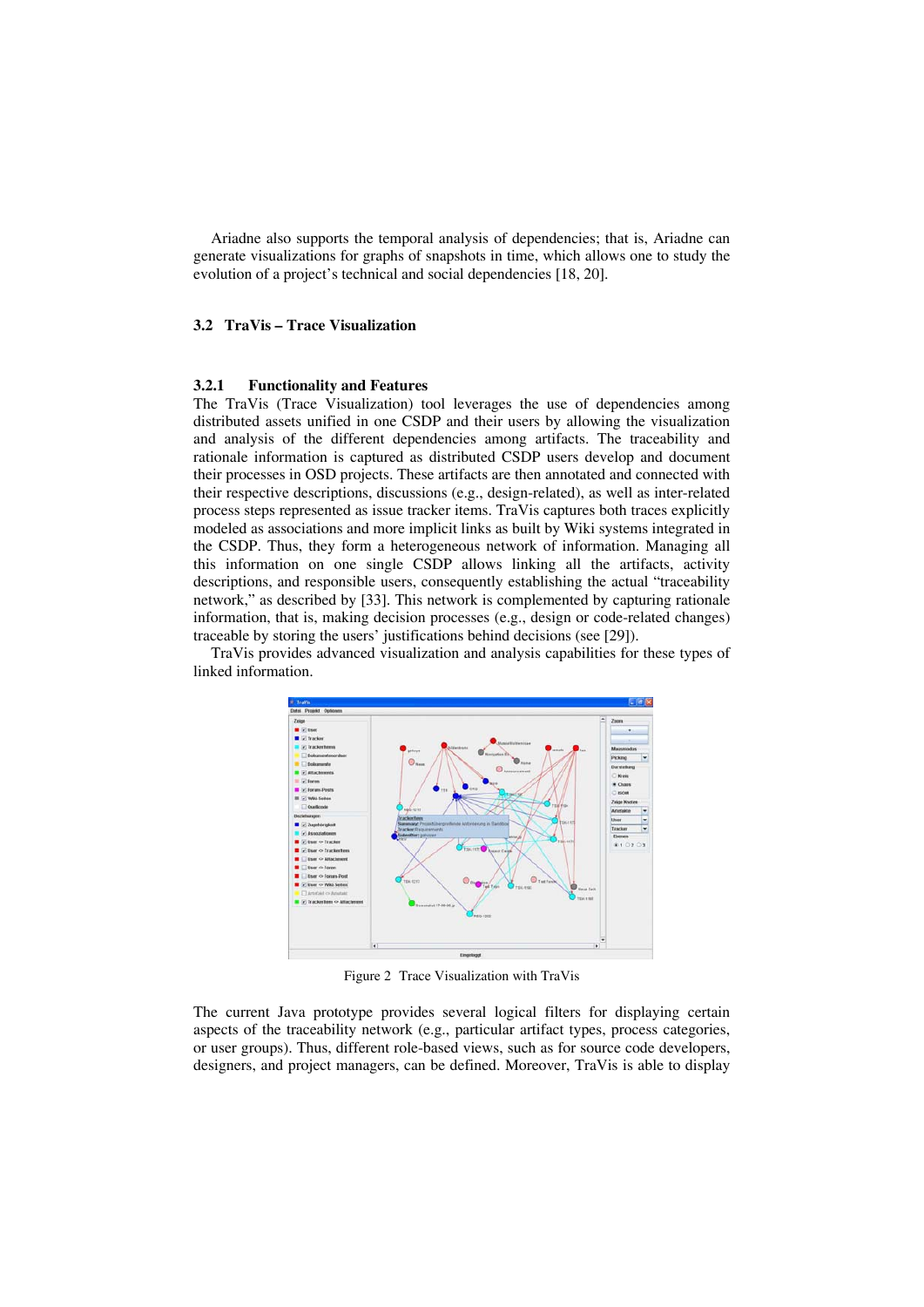Ariadne also supports the temporal analysis of dependencies; that is, Ariadne can generate visualizations for graphs of snapshots in time, which allows one to study the evolution of a project's technical and social dependencies [18, 20].

## 3.2 TraVis – Trace Visualization

### 3.2.1 Functionality and Features

The TraVis (Trace Visualization) tool leverages the use of dependencies among distributed assets unified in one CSDP and their users by allowing the visualization and analysis of the different dependencies among artifacts. The traceability and rationale information is captured as distributed CSDP users develop and document their processes in OSD projects. These artifacts are then annotated and connected with their respective descriptions, discussions (e.g., design-related), as well as inter-related process steps represented as issue tracker items. TraVis captures both traces explicitly modeled as associations and more implicit links as built by Wiki systems integrated in the CSDP. Thus, they form a heterogeneous network of information. Managing all this information on one single CSDP allows linking all the artifacts, activity descriptions, and responsible users, consequently establishing the actual "traceability network," as described by [33]. This network is complemented by capturing rationale information, that is, making decision processes (e.g., design or code-related changes) traceable by storing the users' justifications behind decisions (see [29]).

TraVis provides advanced visualization and analysis capabilities for these types of linked information.

Figure 2 Trace Visualization with TraVis

The current Java prototype provides several logical filters for displaying certain aspects of the traceability network (e.g., particular artifact types, process categories, or user groups). Thus, different role-based views, such as for source code developers, designers, and project managers, can be defined. Moreover, TraVis is able to display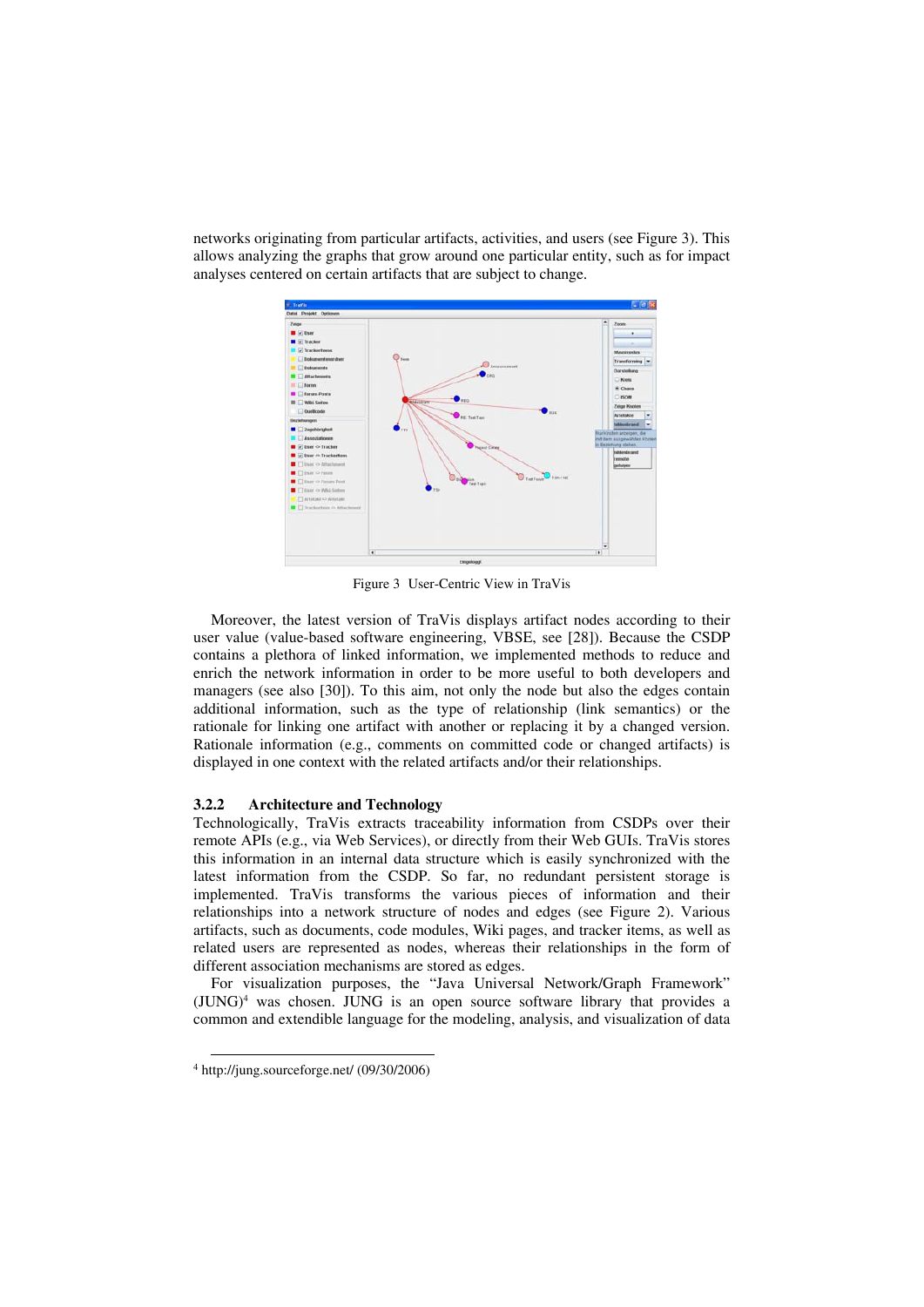networks originating from particular artifacts, activities, and users (see Figure 3). This allows analyzing the graphs that grow around one particular entity, such as for impact analyses centered on certain artifacts that are subject to change.

Figure 3 User-Centric View in TraVis

Moreover, the latest version of TraVis displays artifact nodes according to their user value (value-based software engineering, VBSE, see [28]). Because the CSDP contains a plethora of linked information, we implemented methods to reduce and enrich the network information in order to be more useful to both developers and managers (see also [30]). To this aim, not only the node but also the edges contain additional information, such as the type of relationship (link semantics) or the rationale for linking one artifact with another or replacing it by a changed version. Rationale information (e.g., comments on committed code or changed artifacts) is displayed in one context with the related artifacts and/or their relationships.

### 3.2.2 Architecture and Technology

Technologically, TraVis extracts traceability information from CSDPs over their remote APIs (e.g., via Web Services), or directly from their Web GUIs. TraVis stores this information in an internal data structure which is easily synchronized with the latest information from the CSDP. So far, no redundant persistent storage is implemented. TraVis transforms the various pieces of information and their relationships into a network structure of nodes and edges (see Figure 2). Various artifacts, such as documents, code modules, Wiki pages, and tracker items, as well as related users are represented as nodes, whereas their relationships in the form of different association mechanisms are stored as edges.

For visualization purposes, the "Java Universal Network/Graph Framework" (JUNG)[4] was chosen. JUNG is an open source software library that provides a common and extendible language for the modeling, analysis, and visualization of data

[4] http://jung.sourceforge.net/ (09/30/2006)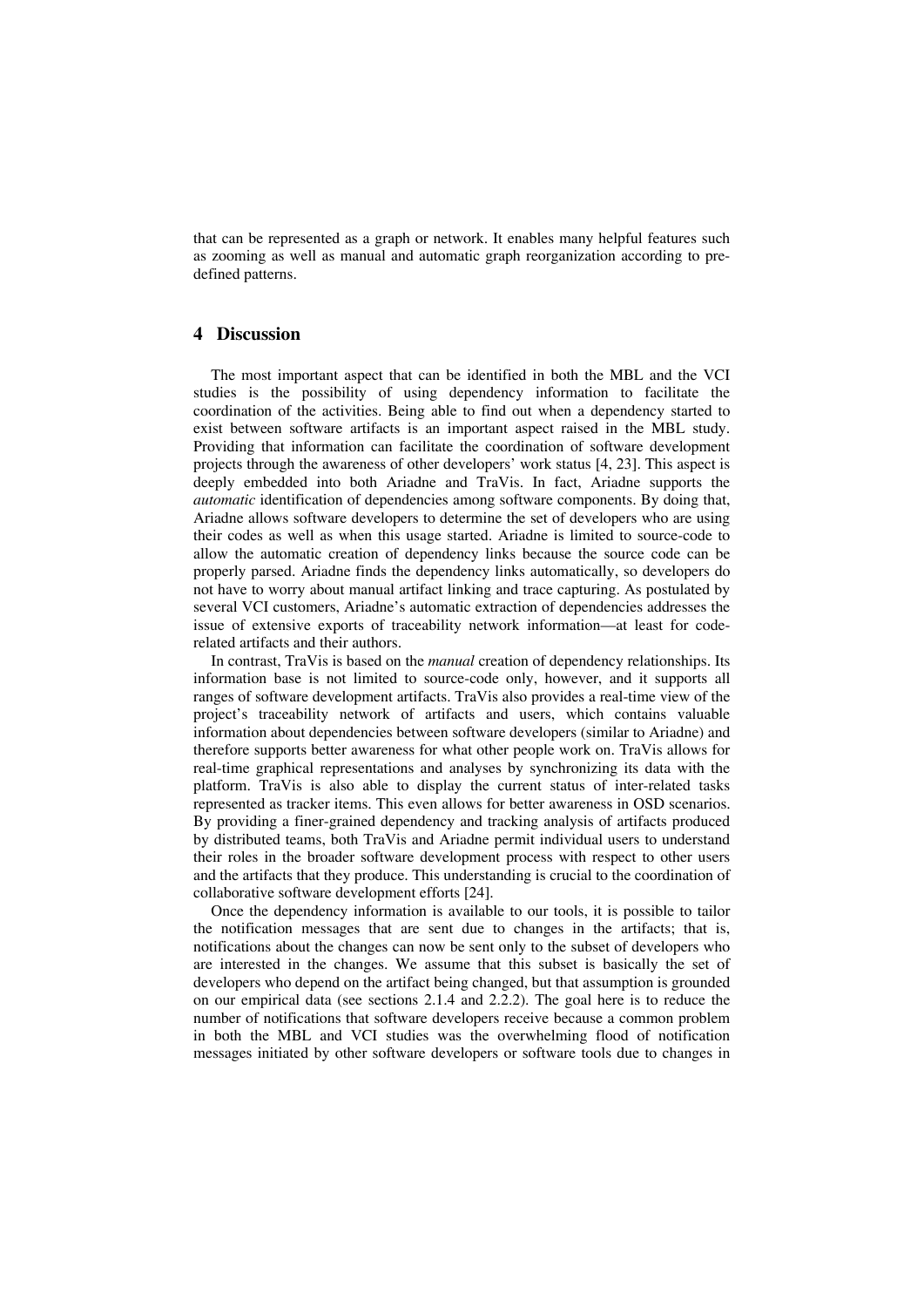that can be represented as a graph or network. It enables many helpful features such as zooming as well as manual and automatic graph reorganization according to pre-defined patterns.

## 4 Discussion

The most important aspect that can be identified in both the MBL and the VCI studies is the possibility of using dependency information to facilitate the coordination of the activities. Being able to find out when a dependency started to exist between software artifacts is an important aspect raised in the MBL study. Providing that information can facilitate the coordination of software development projects through the awareness of other developers' work status [4, 23]. This aspect is deeply embedded into both Ariadne and TraVis. In fact, Ariadne supports the *automatic* identification of dependencies among software components. By doing that, Ariadne allows software developers to determine the set of developers who are using their codes as well as when this usage started. Ariadne is limited to source-code to allow the automatic creation of dependency links because the source code can be properly parsed. Ariadne finds the dependency links automatically, so developers do not have to worry about manual artifact linking and trace capturing. As postulated by several VCI customers, Ariadne's automatic extraction of dependencies addresses the issue of extensive exports of traceability network information—at least for code-related artifacts and their authors.

In contrast, TraVis is based on the *manual* creation of dependency relationships. Its information base is not limited to source-code only, however, and it supports all ranges of software development artifacts. TraVis also provides a real-time view of the project's traceability network of artifacts and users, which contains valuable information about dependencies between software developers (similar to Ariadne) and therefore supports better awareness for what other people work on. TraVis allows for real-time graphical representations and analyses by synchronizing its data with the platform. TraVis is also able to display the current status of inter-related tasks represented as tracker items. This even allows for better awareness in OSD scenarios. By providing a finer-grained dependency and tracking analysis of artifacts produced by distributed teams, both TraVis and Ariadne permit individual users to understand their roles in the broader software development process with respect to other users and the artifacts that they produce. This understanding is crucial to the coordination of collaborative software development efforts [24].

Once the dependency information is available to our tools, it is possible to tailor the notification messages that are sent due to changes in the artifacts; that is, notifications about the changes can now be sent only to the subset of developers who are interested in the changes. We assume that this subset is basically the set of developers who depend on the artifact being changed, but that assumption is grounded on our empirical data (see sections 2.1.4 and 2.2.2). The goal here is to reduce the number of notifications that software developers receive because a common problem in both the MBL and VCI studies was the overwhelming flood of notification messages initiated by other software developers or software tools due to changes in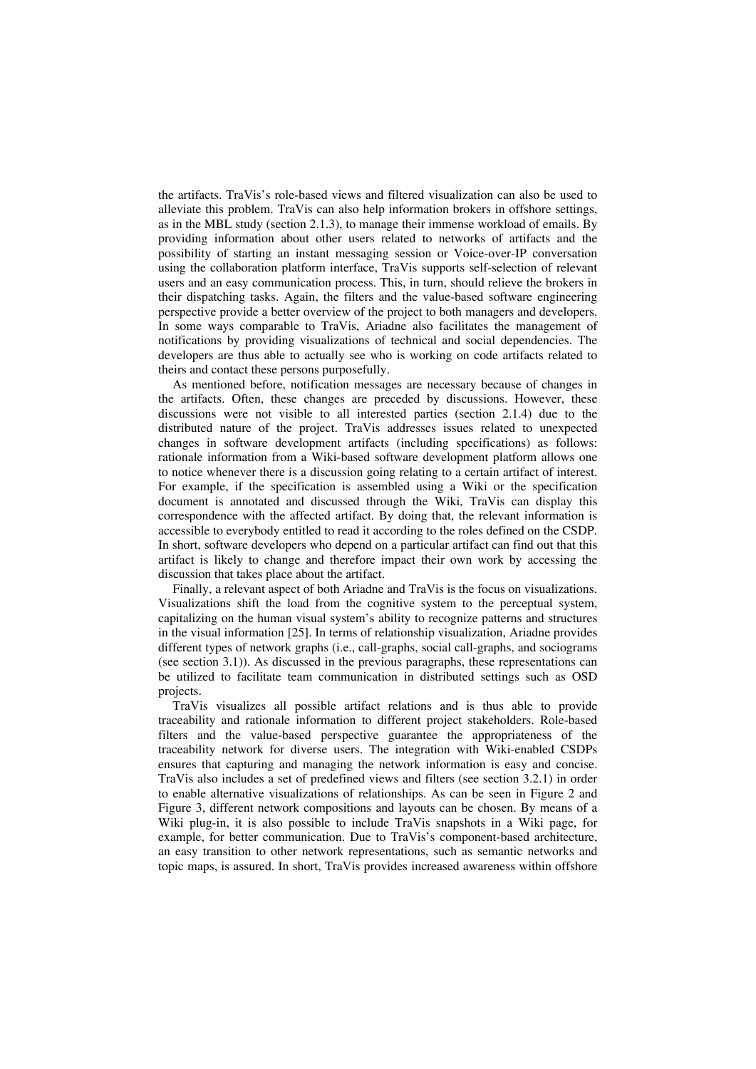the artifacts. TraVis's role-based views and filtered visualization can also be used to alleviate this problem. TraVis can also help information brokers in offshore settings, as in the MBL study (section 2.1.3), to manage their immense workload of emails. By providing information about other users related to networks of artifacts and the possibility of starting an instant messaging session or Voice-over-IP conversation using the collaboration platform interface, TraVis supports self-selection of relevant users and an easy communication process. This, in turn, should relieve the brokers in their dispatching tasks. Again, the filters and the value-based software engineering perspective provide a better overview of the project to both managers and developers. In some ways comparable to TraVis, Ariadne also facilitates the management of notifications by providing visualizations of technical and social dependencies. The developers are thus able to actually see who is working on code artifacts related to theirs and contact these persons purposefully.

As mentioned before, notification messages are necessary because of changes in the artifacts. Often, these changes are preceded by discussions. However, these discussions were not visible to all interested parties (section 2.1.4) due to the distributed nature of the project. TraVis addresses issues related to unexpected changes in software development artifacts (including specifications) as follows: rationale information from a Wiki-based software development platform allows one to notice whenever there is a discussion going relating to a certain artifact of interest. For example, if the specification is assembled using a Wiki or the specification document is annotated and discussed through the Wiki, TraVis can display this correspondence with the affected artifact. By doing that, the relevant information is accessible to everybody entitled to read it according to the roles defined on the CSDP. In short, software developers who depend on a particular artifact can find out that this artifact is likely to change and therefore impact their own work by accessing the discussion that takes place about the artifact.

Finally, a relevant aspect of both Ariadne and TraVis is the focus on visualizations. Visualizations shift the load from the cognitive system to the perceptual system, capitalizing on the human visual system's ability to recognize patterns and structures in the visual information [25]. In terms of relationship visualization, Ariadne provides different types of network graphs (i.e., call-graphs, social call-graphs, and sociograms (see section 3.1)). As discussed in the previous paragraphs, these representations can be utilized to facilitate team communication in distributed settings such as OSD projects.

TraVis visualizes all possible artifact relations and is thus able to provide traceability and rationale information to different project stakeholders. Role-based filters and the value-based perspective guarantee the appropriateness of the traceability network for diverse users. The integration with Wiki-enabled CSDPs ensures that capturing and managing the network information is easy and concise. TraVis also includes a set of predefined views and filters (see section 3.2.1) in order to enable alternative visualizations of relationships. As can be seen in Figure 2 and Figure 3, different network compositions and layouts can be chosen. By means of a Wiki plug-in, it is also possible to include TraVis snapshots in a Wiki page, for example, for better communication. Due to TraVis's component-based architecture, an easy transition to other network representations, such as semantic networks and topic maps, is assured. In short, TraVis provides increased awareness within offshore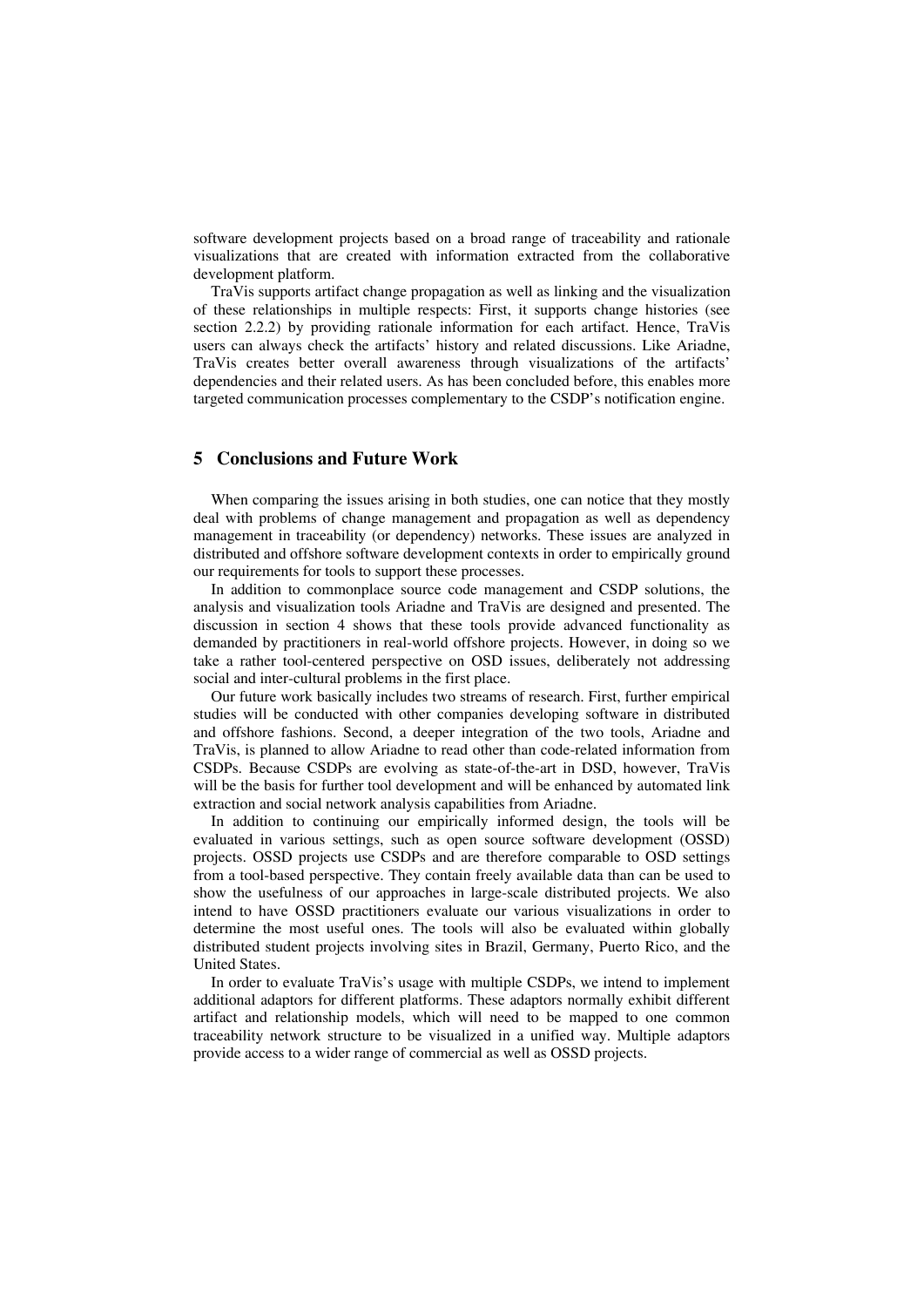software development projects based on a broad range of traceability and rationale visualizations that are created with information extracted from the collaborative development platform.

TraVis supports artifact change propagation as well as linking and the visualization of these relationships in multiple respects: First, it supports change histories (see section 2.2.2) by providing rationale information for each artifact. Hence, TraVis users can always check the artifacts' history and related discussions. Like Ariadne, TraVis creates better overall awareness through visualizations of the artifacts' dependencies and their related users. As has been concluded before, this enables more targeted communication processes complementary to the CSDP's notification engine.

## 5 Conclusions and Future Work

When comparing the issues arising in both studies, one can notice that they mostly deal with problems of change management and propagation as well as dependency management in traceability (or dependency) networks. These issues are analyzed in distributed and offshore software development contexts in order to empirically ground our requirements for tools to support these processes.

In addition to commonplace source code management and CSDP solutions, the analysis and visualization tools Ariadne and TraVis are designed and presented. The discussion in section 4 shows that these tools provide advanced functionality as demanded by practitioners in real-world offshore projects. However, in doing so we take a rather tool-centered perspective on OSD issues, deliberately not addressing social and inter-cultural problems in the first place.

Our future work basically includes two streams of research. First, further empirical studies will be conducted with other companies developing software in distributed and offshore fashions. Second, a deeper integration of the two tools, Ariadne and TraVis, is planned to allow Ariadne to read other than code-related information from CSDPs. Because CSDPs are evolving as state-of-the-art in DSD, however, TraVis will be the basis for further tool development and will be enhanced by automated link extraction and social network analysis capabilities from Ariadne.

In addition to continuing our empirically informed design, the tools will be evaluated in various settings, such as open source software development (OSSD) projects. OSSD projects use CSDPs and are therefore comparable to OSD settings from a tool-based perspective. They contain freely available data than can be used to show the usefulness of our approaches in large-scale distributed projects. We also intend to have OSSD practitioners evaluate our various visualizations in order to determine the most useful ones. The tools will also be evaluated within globally distributed student projects involving sites in Brazil, Germany, Puerto Rico, and the United States.

In order to evaluate TraVis's usage with multiple CSDPs, we intend to implement additional adaptors for different platforms. These adaptors normally exhibit different artifact and relationship models, which will need to be mapped to one common traceability network structure to be visualized in a unified way. Multiple adaptors provide access to a wider range of commercial as well as OSSD projects.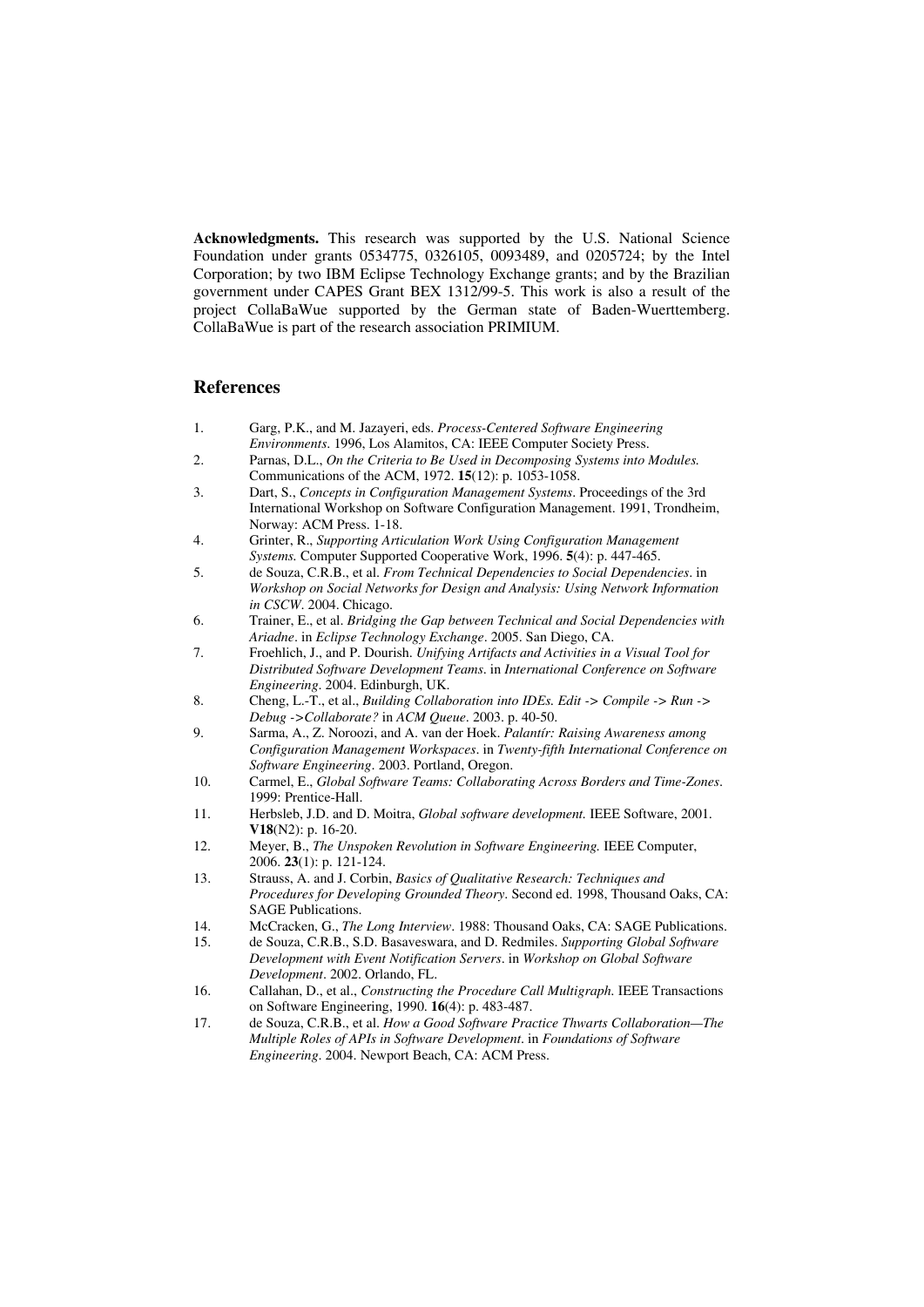**Acknowledgments.** This research was supported by the U.S. National Science Foundation under grants 0534775, 0326105, 0093489, and 0205724; by the Intel Corporation; by two IBM Eclipse Technology Exchange grants; and by the Brazilian government under CAPES Grant BEX 1312/99-5. This work is also a result of the project CollaBaWue supported by the German state of Baden-Wuerttemberg. CollaBaWue is part of the research association PRIMIUM.

## References

1. Garg, P.K., and M. Jazayeri, eds. *Process-Centered Software Engineering Environments*. 1996, Los Alamitos, CA: IEEE Computer Society Press.
2. Parnas, D.L., *On the Criteria to Be Used in Decomposing Systems into Modules.* Communications of the ACM, 1972. **15**(12): p. 1053-1058.
3. Dart, S., *Concepts in Configuration Management Systems*. Proceedings of the 3rd International Workshop on Software Configuration Management. 1991, Trondheim, Norway: ACM Press. 1-18.
4. Grinter, R., *Supporting Articulation Work Using Configuration Management Systems.* Computer Supported Cooperative Work, 1996. **5**(4): p. 447-465.
5. de Souza, C.R.B., et al. *From Technical Dependencies to Social Dependencies*. in *Workshop on Social Networks for Design and Analysis: Using Network Information in CSCW*. 2004. Chicago.
6. Trainer, E., et al. *Bridging the Gap between Technical and Social Dependencies with Ariadne*. in *Eclipse Technology Exchange*. 2005. San Diego, CA.
7. Froehlich, J., and P. Dourish. *Unifying Artifacts and Activities in a Visual Tool for Distributed Software Development Teams*. in *International Conference on Software Engineering*. 2004. Edinburgh, UK.
8. Cheng, L.-T., et al., *Building Collaboration into IDEs. Edit -> Compile -> Run -> Debug ->Collaborate?* in *ACM Queue*. 2003. p. 40-50.
9. Sarma, A., Z. Noroozi, and A. van der Hoek. *Palantír: Raising Awareness among Configuration Management Workspaces*. in *Twenty-fifth International Conference on Software Engineering*. 2003. Portland, Oregon.
10. Carmel, E., *Global Software Teams: Collaborating Across Borders and Time-Zones*. 1999: Prentice-Hall.
11. Herbsleb, J.D. and D. Moitra, *Global software development.* IEEE Software, 2001. **V18**(N2): p. 16-20.
12. Meyer, B., *The Unspoken Revolution in Software Engineering.* IEEE Computer, 2006. **23**(1): p. 121-124.
13. Strauss, A. and J. Corbin, *Basics of Qualitative Research: Techniques and Procedures for Developing Grounded Theory*. Second ed. 1998, Thousand Oaks, CA: SAGE Publications.
14. McCracken, G., *The Long Interview*. 1988: Thousand Oaks, CA: SAGE Publications.
15. de Souza, C.R.B., S.D. Basaveswara, and D. Redmiles. *Supporting Global Software Development with Event Notification Servers*. in *Workshop on Global Software Development*. 2002. Orlando, FL.
16. Callahan, D., et al., *Constructing the Procedure Call Multigraph.* IEEE Transactions on Software Engineering, 1990. **16**(4): p. 483-487.
17. de Souza, C.R.B., et al. *How a Good Software Practice Thwarts Collaboration—The Multiple Roles of APIs in Software Development*. in *Foundations of Software Engineering*. 2004. Newport Beach, CA: ACM Press.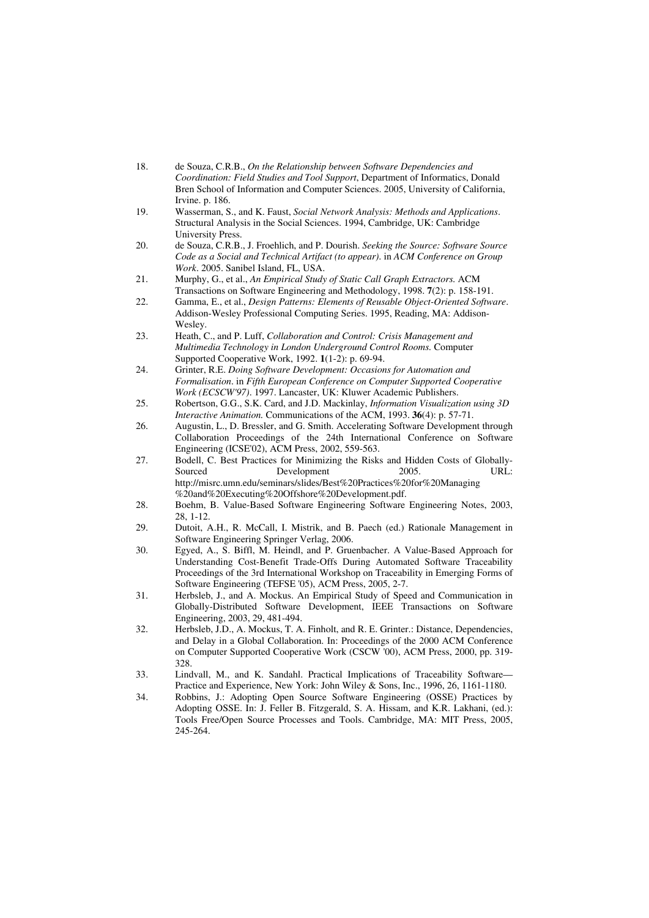18. de Souza, C.R.B., *On the Relationship between Software Dependencies and Coordination: Field Studies and Tool Support*, Department of Informatics, Donald Bren School of Information and Computer Sciences. 2005, University of California, Irvine. p. 186.
19. Wasserman, S., and K. Faust, *Social Network Analysis: Methods and Applications*. Structural Analysis in the Social Sciences. 1994, Cambridge, UK: Cambridge University Press.
20. de Souza, C.R.B., J. Froehlich, and P. Dourish. *Seeking the Source: Software Source Code as a Social and Technical Artifact (to appear)*. in *ACM Conference on Group Work*. 2005. Sanibel Island, FL, USA.
21. Murphy, G., et al., *An Empirical Study of Static Call Graph Extractors.* ACM Transactions on Software Engineering and Methodology, 1998. **7**(2): p. 158-191.
22. Gamma, E., et al., *Design Patterns: Elements of Reusable Object-Oriented Software*. Addison-Wesley Professional Computing Series. 1995, Reading, MA: Addison-Wesley.
23. Heath, C., and P. Luff, *Collaboration and Control: Crisis Management and Multimedia Technology in London Underground Control Rooms.* Computer Supported Cooperative Work, 1992. **1**(1-2): p. 69-94.
24. Grinter, R.E. *Doing Software Development: Occasions for Automation and Formalisation*. in *Fifth European Conference on Computer Supported Cooperative Work (ECSCW'97)*. 1997. Lancaster, UK: Kluwer Academic Publishers.
25. Robertson, G.G., S.K. Card, and J.D. Mackinlay, *Information Visualization using 3D Interactive Animation.* Communications of the ACM, 1993. **36**(4): p. 57-71.
26. Augustin, L., D. Bressler, and G. Smith. Accelerating Software Development through Collaboration Proceedings of the 24th International Conference on Software Engineering (ICSE'02), ACM Press, 2002, 559-563.
27. Bodell, C. Best Practices for Minimizing the Risks and Hidden Costs of Globally-Sourced Development 2005. URL: http://misrc.umn.edu/seminars/slides/Best%20Practices%20for%20Managing%20and%20Executing%20Offshore%20Development.pdf.
28. Boehm, B. Value-Based Software Engineering Software Engineering Notes, 2003, 28, 1-12.
29. Dutoit, A.H., R. McCall, I. Mistrik, and B. Paech (ed.) Rationale Management in Software Engineering Springer Verlag, 2006.
30. Egyed, A., S. Biffl, M. Heindl, and P. Gruenbacher. A Value-Based Approach for Understanding Cost-Benefit Trade-Offs During Automated Software Traceability Proceedings of the 3rd International Workshop on Traceability in Emerging Forms of Software Engineering (TEFSE '05), ACM Press, 2005, 2-7.
31. Herbsleb, J., and A. Mockus. An Empirical Study of Speed and Communication in Globally-Distributed Software Development, IEEE Transactions on Software Engineering, 2003, 29, 481-494.
32. Herbsleb, J.D., A. Mockus, T. A. Finholt, and R. E. Grinter.: Distance, Dependencies, and Delay in a Global Collaboration. In: Proceedings of the 2000 ACM Conference on Computer Supported Cooperative Work (CSCW '00), ACM Press, 2000, pp. 319-328.
33. Lindvall, M., and K. Sandahl. Practical Implications of Traceability Software—Practice and Experience, New York: John Wiley & Sons, Inc., 1996, 26, 1161-1180.
34. Robbins, J.: Adopting Open Source Software Engineering (OSSE) Practices by Adopting OSSE. In: J. Feller B. Fitzgerald, S. A. Hissam, and K.R. Lakhani, (ed.): Tools Free/Open Source Processes and Tools. Cambridge, MA: MIT Press, 2005, 245-264.